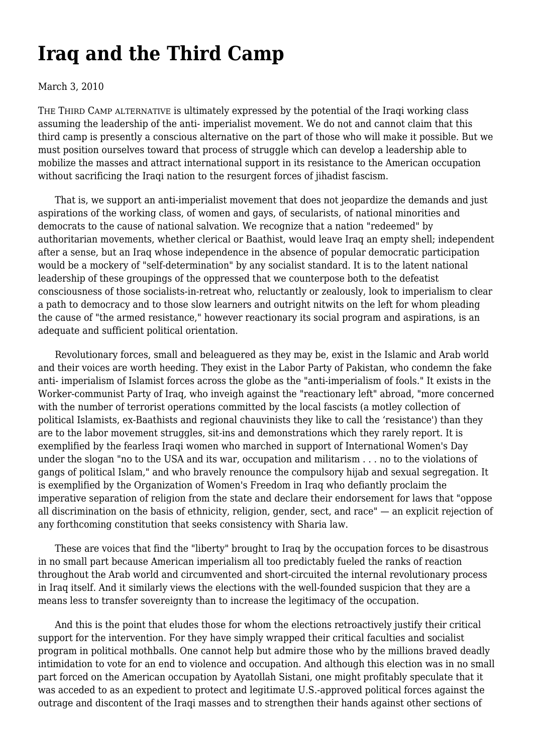# Iraq and the Third Camp

March 3, 2010

THE THIRD CAMP ALTERNATIVE is ultimately expressed by the potential of the Iraqi working class assuming the leadership of the anti- imperialist movement. We do not and cannot claim that this third camp is presently a conscious alternative on the part of those who will make it possible. But we must position ourselves toward that process of struggle which can develop a leadership able to mobilize the masses and attract international support in its resistance to the American occupation without sacrificing the Iraqi nation to the resurgent forces of jihadist fascism.

That is, we support an anti-imperialist movement that does not jeopardize the demands and just aspirations of the working class, of women and gays, of secularists, of national minorities and democrats to the cause of national salvation. We recognize that a nation "redeemed" by authoritarian movements, whether clerical or Baathist, would leave Iraq an empty shell; independent after a sense, but an Iraq whose independence in the absence of popular democratic participation would be a mockery of "self-determination" by any socialist standard. It is to the latent national leadership of these groupings of the oppressed that we counterpose both to the defeatist consciousness of those socialists-in-retreat who, reluctantly or zealously, look to imperialism to clear a path to democracy and to those slow learners and outright nitwits on the left for whom pleading the cause of "the armed resistance," however reactionary its social program and aspirations, is an adequate and sufficient political orientation.

Revolutionary forces, small and beleaguered as they may be, exist in the Islamic and Arab world and their voices are worth heeding. They exist in the Labor Party of Pakistan, who condemn the fake anti- imperialism of Islamist forces across the globe as the "anti-imperialism of fools." It exists in the Worker-communist Party of Iraq, who inveigh against the "reactionary left" abroad, "more concerned with the number of terrorist operations committed by the local fascists (a motley collection of political Islamists, ex-Baathists and regional chauvinists they like to call the 'resistance') than they are to the labor movement struggles, sit-ins and demonstrations which they rarely report. It is exemplified by the fearless Iraqi women who marched in support of International Women's Day under the slogan "no to the USA and its war, occupation and militarism . . . no to the violations of gangs of political Islam," and who bravely renounce the compulsory hijab and sexual segregation. It is exemplified by the Organization of Women's Freedom in Iraq who defiantly proclaim the imperative separation of religion from the state and declare their endorsement for laws that "oppose all discrimination on the basis of ethnicity, religion, gender, sect, and race" — an explicit rejection of any forthcoming constitution that seeks consistency with Sharia law.

These are voices that find the "liberty" brought to Iraq by the occupation forces to be disastrous in no small part because American imperialism all too predictably fueled the ranks of reaction throughout the Arab world and circumvented and short-circuited the internal revolutionary process in Iraq itself. And it similarly views the elections with the well-founded suspicion that they are a means less to transfer sovereignty than to increase the legitimacy of the occupation.

And this is the point that eludes those for whom the elections retroactively justify their critical support for the intervention. For they have simply wrapped their critical faculties and socialist program in political mothballs. One cannot help but admire those who by the millions braved deadly intimidation to vote for an end to violence and occupation. And although this election was in no small part forced on the American occupation by Ayatollah Sistani, one might profitably speculate that it was acceded to as an expedient to protect and legitimate U.S.-approved political forces against the outrage and discontent of the Iraqi masses and to strengthen their hands against other sections of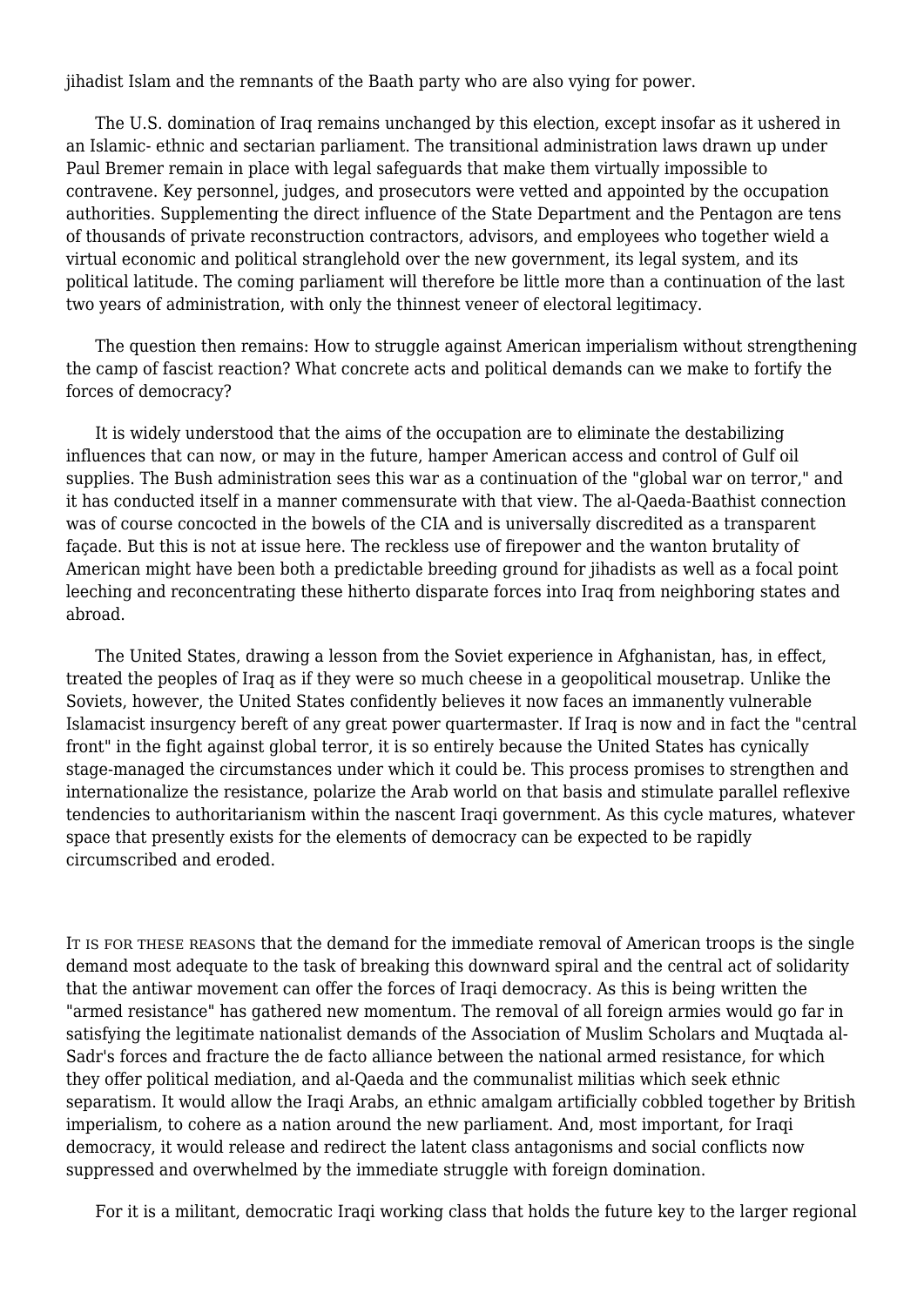jihadist Islam and the remnants of the Baath party who are also vying for power.

The U.S. domination of Iraq remains unchanged by this election, except insofar as it ushered in an Islamic- ethnic and sectarian parliament. The transitional administration laws drawn up under Paul Bremer remain in place with legal safeguards that make them virtually impossible to contravene. Key personnel, judges, and prosecutors were vetted and appointed by the occupation authorities. Supplementing the direct influence of the State Department and the Pentagon are tens of thousands of private reconstruction contractors, advisors, and employees who together wield a virtual economic and political stranglehold over the new government, its legal system, and its political latitude. The coming parliament will therefore be little more than a continuation of the last two years of administration, with only the thinnest veneer of electoral legitimacy.

The question then remains: How to struggle against American imperialism without strengthening the camp of fascist reaction? What concrete acts and political demands can we make to fortify the forces of democracy?

It is widely understood that the aims of the occupation are to eliminate the destabilizing influences that can now, or may in the future, hamper American access and control of Gulf oil supplies. The Bush administration sees this war as a continuation of the "global war on terror," and it has conducted itself in a manner commensurate with that view. The al-Qaeda-Baathist connection was of course concocted in the bowels of the CIA and is universally discredited as a transparent façade. But this is not at issue here. The reckless use of firepower and the wanton brutality of American might have been both a predictable breeding ground for jihadists as well as a focal point leeching and reconcentrating these hitherto disparate forces into Iraq from neighboring states and abroad.

The United States, drawing a lesson from the Soviet experience in Afghanistan, has, in effect, treated the peoples of Iraq as if they were so much cheese in a geopolitical mousetrap. Unlike the Soviets, however, the United States confidently believes it now faces an immanently vulnerable Islamacist insurgency bereft of any great power quartermaster. If Iraq is now and in fact the "central front" in the fight against global terror, it is so entirely because the United States has cynically stage-managed the circumstances under which it could be. This process promises to strengthen and internationalize the resistance, polarize the Arab world on that basis and stimulate parallel reflexive tendencies to authoritarianism within the nascent Iraqi government. As this cycle matures, whatever space that presently exists for the elements of democracy can be expected to be rapidly circumscribed and eroded.

IT IS FOR THESE REASONS that the demand for the immediate removal of American troops is the single demand most adequate to the task of breaking this downward spiral and the central act of solidarity that the antiwar movement can offer the forces of Iraqi democracy. As this is being written the "armed resistance" has gathered new momentum. The removal of all foreign armies would go far in satisfying the legitimate nationalist demands of the Association of Muslim Scholars and Muqtada al-Sadr's forces and fracture the de facto alliance between the national armed resistance, for which they offer political mediation, and al-Qaeda and the communalist militias which seek ethnic separatism. It would allow the Iraqi Arabs, an ethnic amalgam artificially cobbled together by British imperialism, to cohere as a nation around the new parliament. And, most important, for Iraqi democracy, it would release and redirect the latent class antagonisms and social conflicts now suppressed and overwhelmed by the immediate struggle with foreign domination.

For it is a militant, democratic Iraqi working class that holds the future key to the larger regional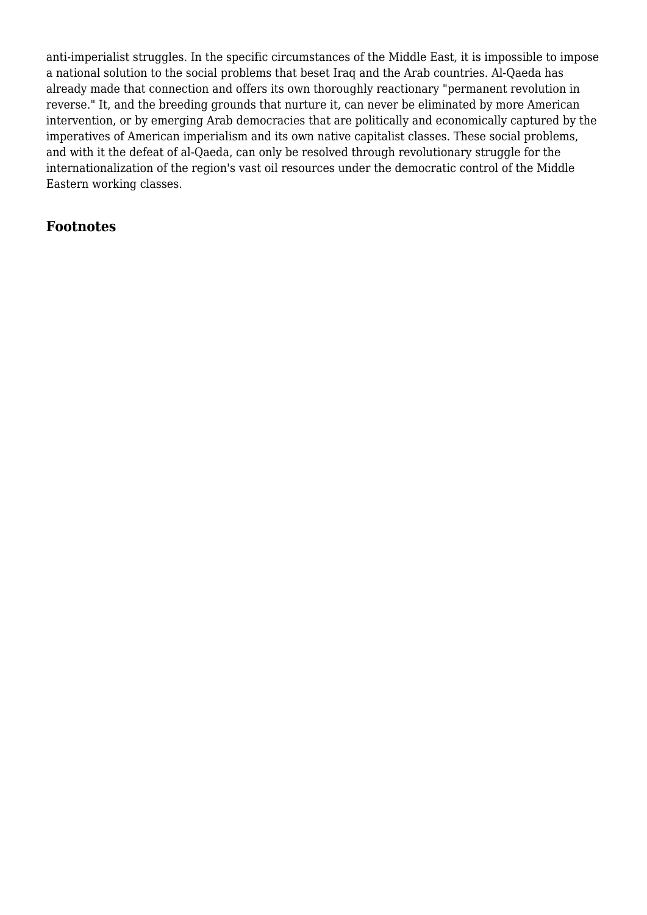anti-imperialist struggles. In the specific circumstances of the Middle East, it is impossible to impose a national solution to the social problems that beset Iraq and the Arab countries. Al-Qaeda has already made that connection and offers its own thoroughly reactionary "permanent revolution in reverse." It, and the breeding grounds that nurture it, can never be eliminated by more American intervention, or by emerging Arab democracies that are politically and economically captured by the imperatives of American imperialism and its own native capitalist classes. These social problems, and with it the defeat of al-Qaeda, can only be resolved through revolutionary struggle for the internationalization of the region's vast oil resources under the democratic control of the Middle Eastern working classes.

## Footnotes